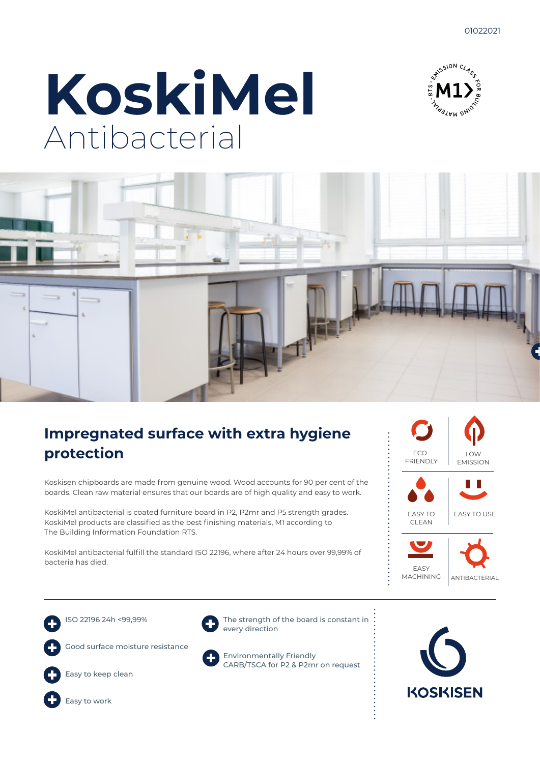01022021

# KoskiMel
Antibacterial

## Impregnated surface with extra hygiene protection

Koskisen chipboards are made from genuine wood. Wood accounts for 90 per cent of the boards. Clean raw material ensures that our boards are of high quality and easy to work.

KoskiMel antibacterial is coated furniture board in P2, P2mr and P5 strength grades. KoskiMel products are classified as the best finishing materials, M1 according to The Building Information Foundation RTS.

KoskiMel antibacterial fulfill the standard ISO 22196, where after 24 hours over 99,99% of bacteria has died.

ECO-FRIENDLY | LOW EMISSION | EASY TO CLEAN | EASY TO USE | EASY MACHINING | ANTIBACTERIAL

- ISO 22196 24h <99,99%
- Good surface moisture resistance
- Easy to keep clean
- Easy to work
- The strength of the board is constant in every direction
- Environmentally Friendly CARB/TSCA for P2 & P2mr on request

KOSKISEN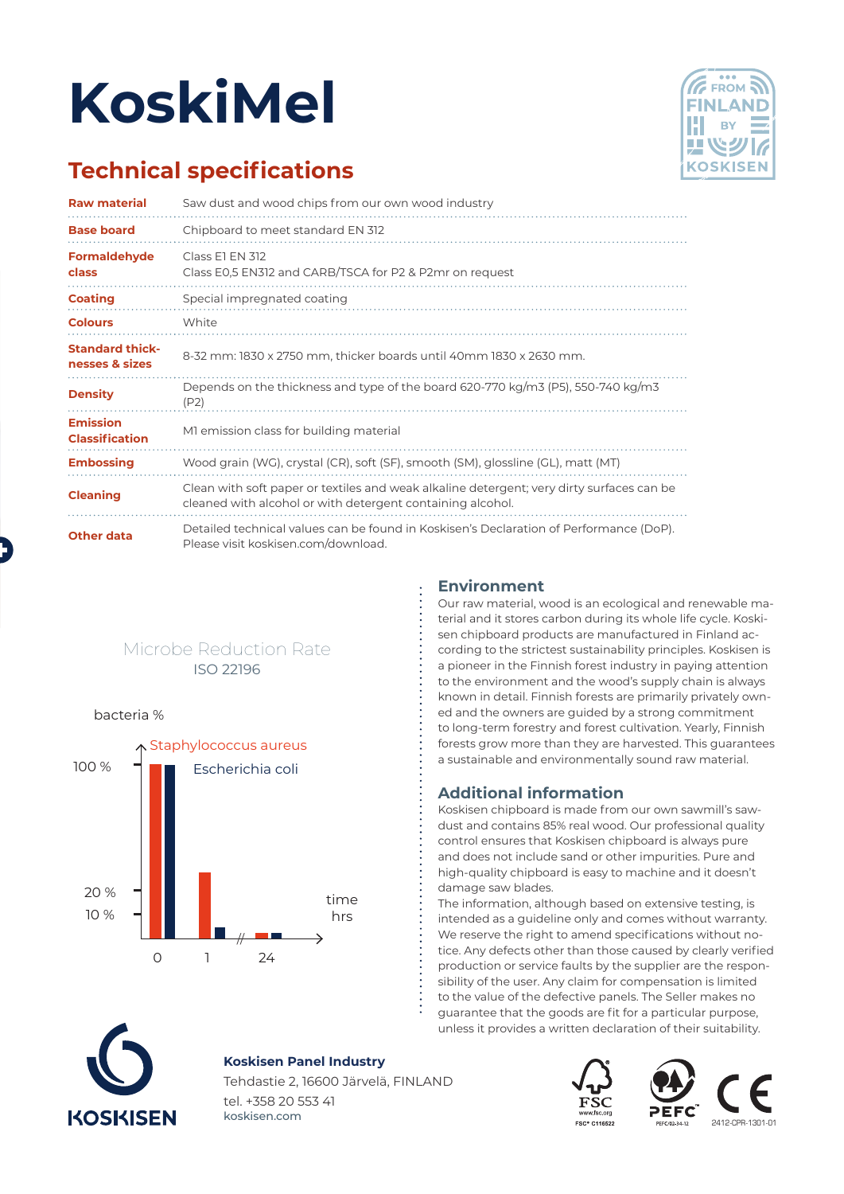# KoskiMel

## Technical specifications

| | |
|---|---|
| **Raw material** | Saw dust and wood chips from our own wood industry |
| **Base board** | Chipboard to meet standard EN 312 |
| **Formaldehyde class** | Class E1 EN 312<br>Class E0,5 EN312 and CARB/TSCA for P2 & P2mr on request |
| **Coating** | Special impregnated coating |
| **Colours** | White |
| **Standard thicknesses & sizes** | 8-32 mm: 1830 x 2750 mm, thicker boards until 40mm 1830 x 2630 mm. |
| **Density** | Depends on the thickness and type of the board 620-770 kg/m3 (P5), 550-740 kg/m3 (P2) |
| **Emission Classification** | M1 emission class for building material |
| **Embossing** | Wood grain (WG), crystal (CR), soft (SF), smooth (SM), glossline (GL), matt (MT) |
| **Cleaning** | Clean with soft paper or textiles and weak alkaline detergent; very dirty surfaces can be cleaned with alcohol or with detergent containing alcohol. |
| **Other data** | Detailed technical values can be found in Koskisen's Declaration of Performance (DoP). Please visit koskisen.com/download. |

Microbe Reduction Rate
ISO 22196

bacteria %
Staphylococcus aureus
Escherichia coli
100 %
20 %
10 %
time
hrs
0
1
24

## Environment

Our raw material, wood is an ecological and renewable material and it stores carbon during its whole life cycle. Koskisen chipboard products are manufactured in Finland according to the strictest sustainability principles. Koskisen is a pioneer in the Finnish forest industry in paying attention to the environment and the wood's supply chain is always known in detail. Finnish forests are primarily owned by private individuals and the owners are guided by a strong commitment to long-term forestry and forest cultivation. Yearly, Finnish forests grow more than they are harvested. This guarantees a sustainable and environmentally sound raw material.

## Additional information

Koskisen chipboard is made from our own sawmill's sawdust and contains 85% real wood. Our professional quality control ensures that Koskisen chipboard is always pure and does not include sand or other impurities. Pure and high-quality chipboard is easy to machine and it doesn't damage saw blades.

The information, although based on extensive testing, is intended as a guideline only and comes without warranty. We reserve the right to amend specifications without notice. Any defects other than those caused by clearly verified production or service faults by the supplier are the responsibility of the user. Any claim for compensation is limited to the value of the defective panels. The Seller makes no guarantee that the goods are fit for a particular purpose, unless it provides a written declaration of their suitability.

**Koskisen Panel Industry**
Tehdastie 2, 16600 Järvelä, FINLAND
tel. +358 20 553 41
koskisen.com

FSC® C116522
PEFC/02-34-12
2412-CPR-1301-01